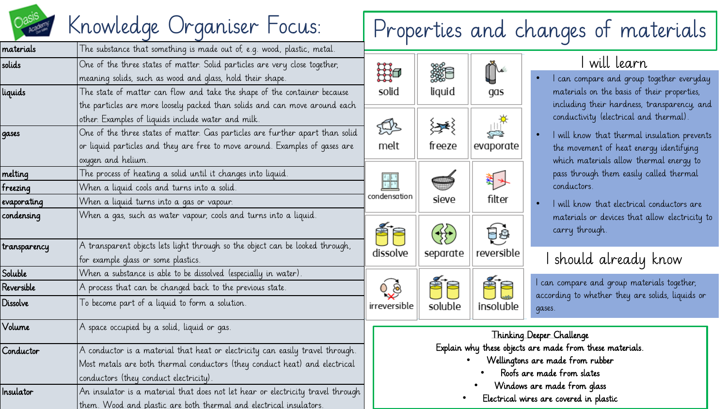# Knowledge Organiser Focus:

# Properties and changes of materials

| | |
|---|---|
| materials | The substance that something is made out of, e.g. wood, plastic, metal. |
| solids | One of the three states of matter. Solid particles are very close together, meaning solids, such as wood and glass, hold their shape. |
| liquids | The state of matter can flow and take the shape of the container because the particles are more loosely packed than solids and can move around each other. Examples of liquids include water and milk. |
| gases | One of the three states of matter. Gas particles are further apart than solid or liquid particles and they are free to move around. Examples of gases are oxygen and helium. |
| melting | The process of heating a solid until it changes into liquid. |
| freezing | When a liquid cools and turns into a solid. |
| evaporating | When a liquid turns into a gas or vapour. |
| condensing | When a gas, such as water vapour, cools and turns into a liquid. |
| transparency | A transparent objects lets light through so the object can be looked through, for example glass or some plastics. |
| Soluble | When a substance is able to be dissolved (especially in water). |
| Reversible | A process that can be changed back to the previous state. |
| Dissolve | To become part of a liquid to form a solution. |
| Volume | A space occupied by a solid, liquid or gas. |
| Conductor | A conductor is a material that heat or electricity can easily travel through. Most metals are both thermal conductors (they conduct heat) and electrical conductors (they conduct electricity). |
| Insulator | An insulator is a material that does not let hear or electricity travel through them. Wood and plastic are both thermal and electrical insulators. |

| | | |
|---|---|---|
| solid | liquid | gas |
| melt | freeze | evaporate |
| condensation | sieve | filter |
| dissolve | separate | reversible |
| irreversible | soluble | insoluble |

## I will learn

- I can compare and group together everyday materials on the basis of their properties, including their hardness, transparency, and conductivity (electrical and thermal).
- I will know that thermal insulation prevents the movement of heat energy identifying which materials allow thermal energy to pass through them easily called thermal conductors.
- I will know that electrical conductors are materials or devices that allow electricity to carry through.

## I should already know

I can compare and group materials together, according to whether they are solids, liquids or gases.

## Thinking Deeper Challenge

Explain why these objects are made from these materials.

- Wellingtons are made from rubber
- Roofs are made from slates
- Windows are made from glass
- Electrical wires are covered in plastic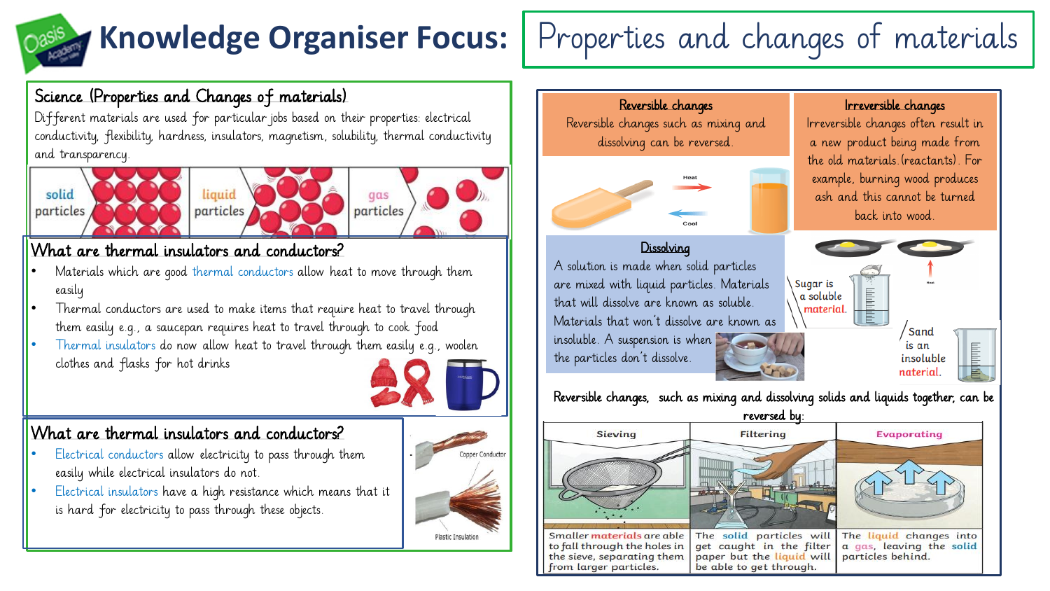# Knowledge Organiser Focus: Properties and changes of materials

## Science (Properties and Changes of materials)

Different materials are used for particular jobs based on their properties: electrical conductivity, flexibility, hardness, insulators, magnetism, solubility, thermal conductivity and transparency.

solid particles | liquid particles | gas particles

## What are thermal insulators and conductors?

- Materials which are good thermal conductors allow heat to move through them easily
- Thermal conductors are used to make items that require heat to travel through them easily e.g., a saucepan requires heat to travel through to cook food
- Thermal insulators do now allow heat to travel through them easily e.g., woolen clothes and flasks for hot drinks

## What are thermal insulators and conductors?

- Electrical conductors allow electricity to pass through them easily while electrical insulators do not.
- Electrical insulators have a high resistance which means that it is hard for electricity to pass through these objects.

Copper Conductor

Plastic Insulation

### Reversible changes

Reversible changes such as mixing and dissolving can be reversed.

Heat

Cool

### Irreversible changes

Irreversible changes often result in a new product being made from the old materials.(reactants). For example, burning wood produces ash and this cannot be turned back into wood.

### Dissolving

A solution is made when solid particles are mixed with liquid particles. Materials that will dissolve are known as soluble. Materials that won't dissolve are known as insoluble. A suspension is when the particles don't dissolve.

Sugar is a soluble material.

Sand is an insoluble naterial.

Reversible changes, such as mixing and dissolving solids and liquids together, can be reversed by:

| Sieving | Filtering | Evaporating |
| --- | --- | --- |
| Smaller materials are able to fall through the holes in the sieve, separating them from larger particles. | The solid particles will get caught in the filter paper but the liquid will be able to get through. | The liquid changes into a gas, leaving the solid particles behind. |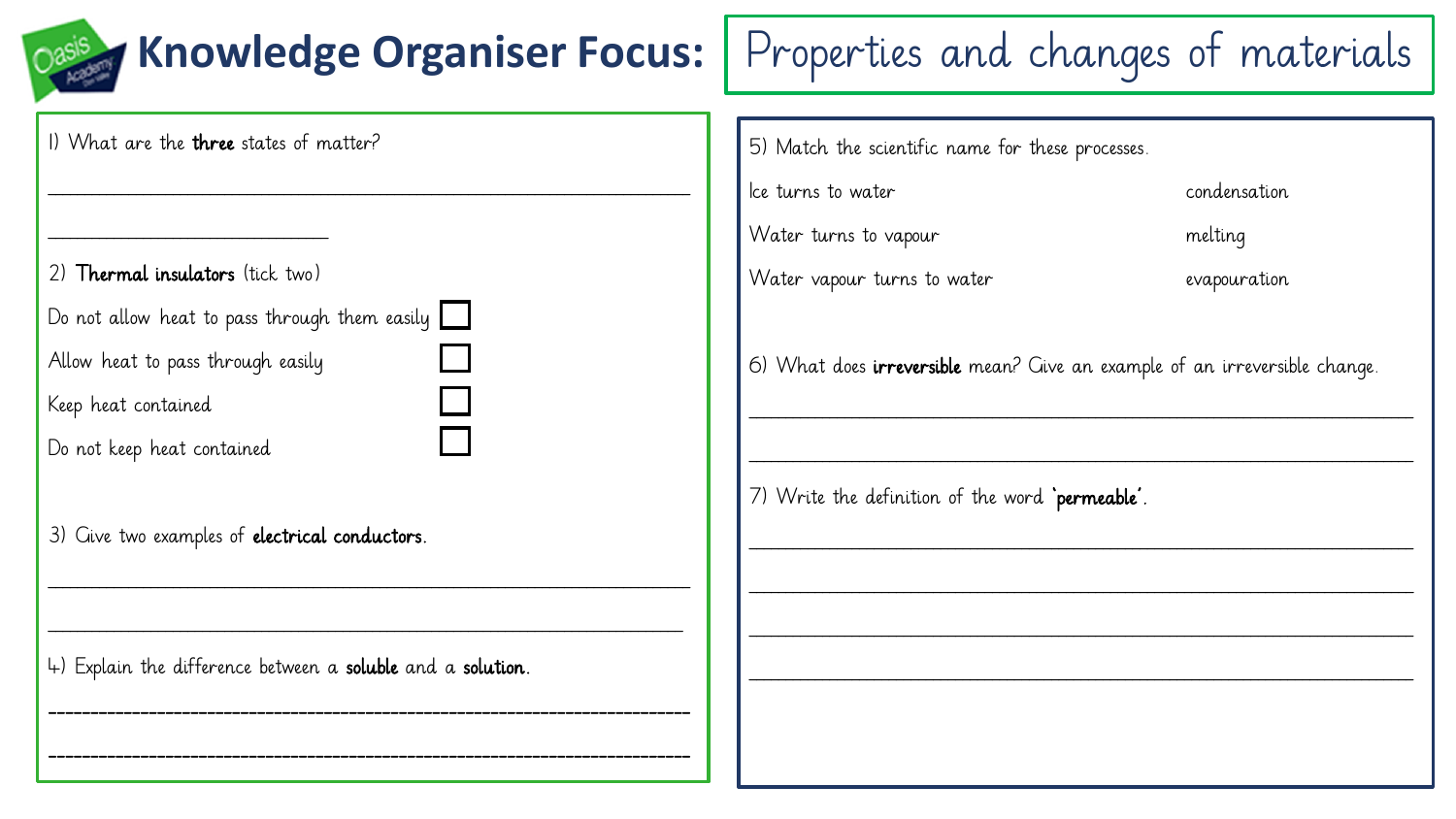# Knowledge Organiser Focus: Properties and changes of materials

1) What are the **three** states of matter?

______________________________________________

______________________

2) **Thermal insulators** (tick two)

- [ ] Do not allow heat to pass through them easily
- [ ] Allow heat to pass through easily
- [ ] Keep heat contained
- [ ] Do not keep heat contained

3) Give two examples of **electrical conductors**.

______________________________________________

______________________________________________

4) Explain the difference between a **soluble** and a **solution**.

______________________________________________

______________________________________________

5) Match the scientific name for these processes.

| | |
|---|---|
| Ice turns to water | condensation |
| Water turns to vapour | melting |
| Water vapour turns to water | evapouration |

6) What does **irreversible** mean? Give an example of an irreversible change.

______________________________________________

______________________________________________

7) Write the definition of the word **'permeable'**.

______________________________________________

______________________________________________

______________________________________________

______________________________________________